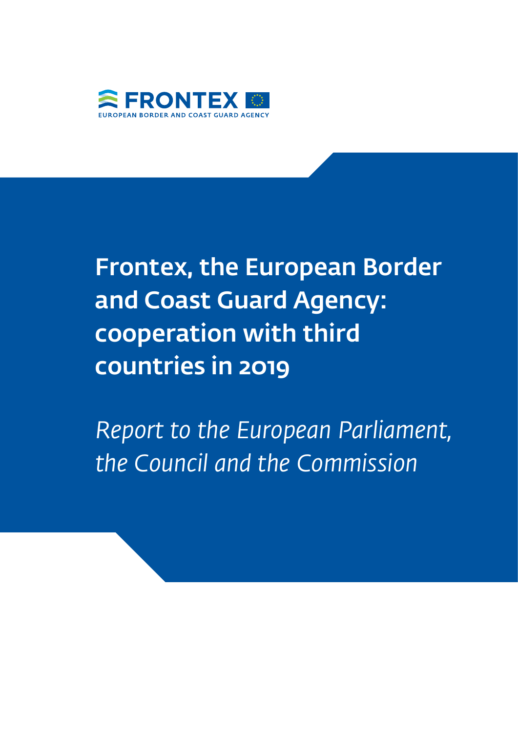FRONTEX

EUROPEAN BORDER AND COAST GUARD AGENCY

# Frontex, the European Border and Coast Guard Agency: cooperation with third countries in 2019

*Report to the European Parliament, the Council and the Commission*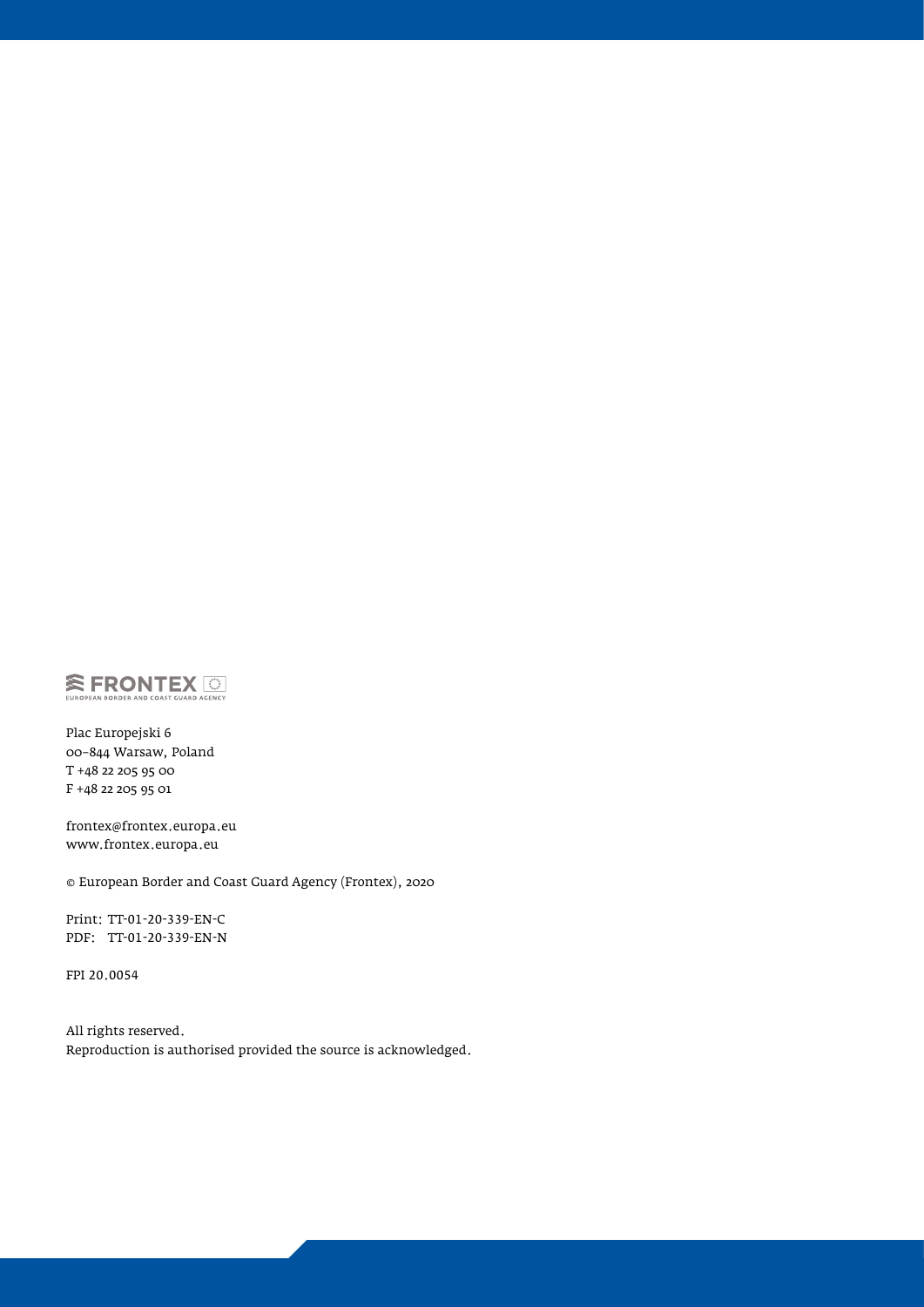FRONTEX

EUROPEAN BORDER AND COAST GUARD AGENCY

Plac Europejski 6
00-844 Warsaw, Poland
T +48 22 205 95 00
F +48 22 205 95 01

frontex@frontex.europa.eu
www.frontex.europa.eu

© European Border and Coast Guard Agency (Frontex), 2020

Print: TT-01-20-339-EN-C
PDF: TT-01-20-339-EN-N

FPI 20.0054

All rights reserved.
Reproduction is authorised provided the source is acknowledged.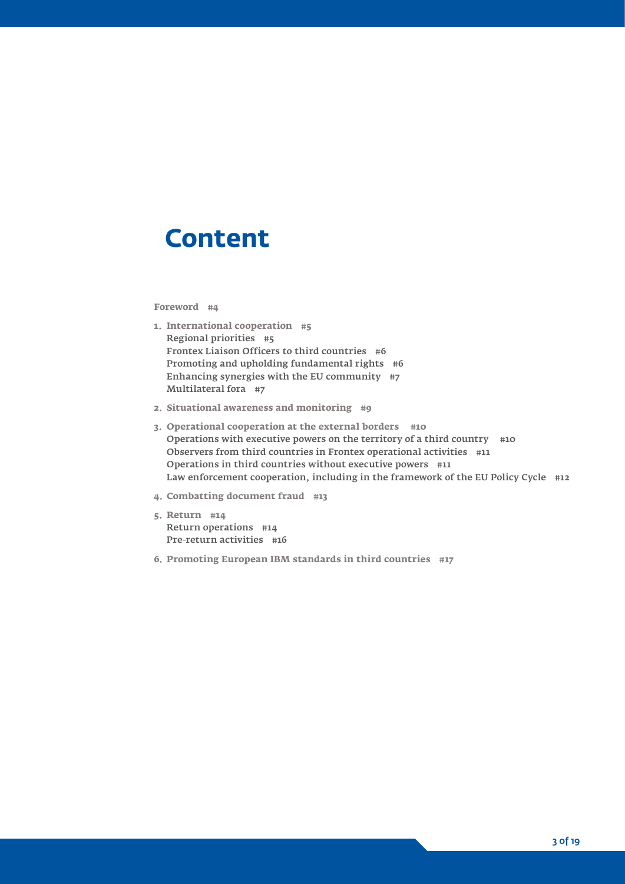# Content

Foreword #4

1. International cooperation #5
   - Regional priorities #5
   - Frontex Liaison Officers to third countries #6
   - Promoting and upholding fundamental rights #6
   - Enhancing synergies with the EU community #7
   - Multilateral fora #7
2. Situational awareness and monitoring #9
3. Operational cooperation at the external borders #10
   - Operations with executive powers on the territory of a third country #10
   - Observers from third countries in Frontex operational activities #11
   - Operations in third countries without executive powers #11
   - Law enforcement cooperation, including in the framework of the EU Policy Cycle #12
4. Combatting document fraud #13
5. Return #14
   - Return operations #14
   - Pre-return activities #16
6. Promoting European IBM standards in third countries #17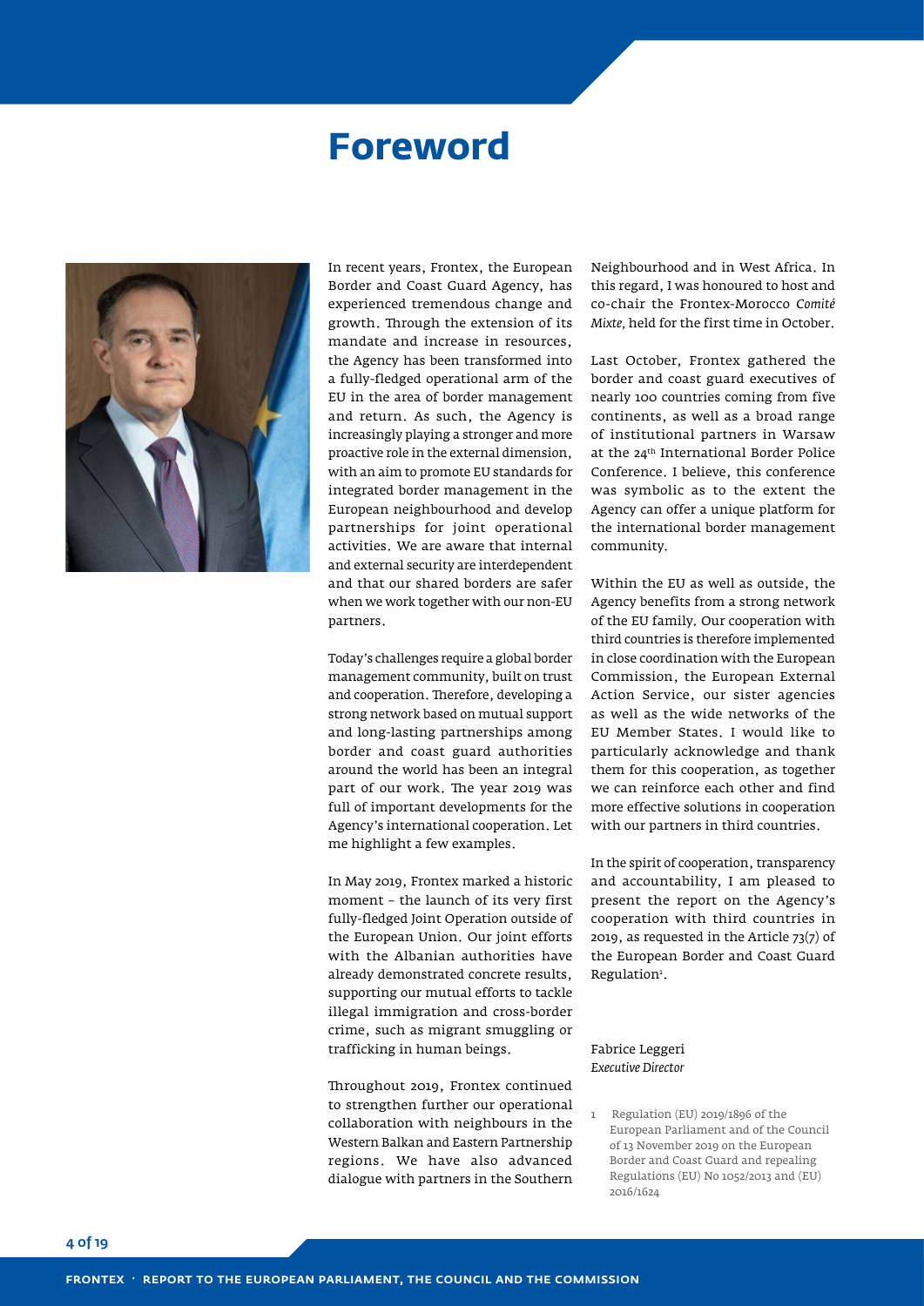# Foreword

In recent years, Frontex, the European Border and Coast Guard Agency, has experienced tremendous change and growth. Through the extension of its mandate and increase in resources, the Agency has been transformed into a fully-fledged operational arm of the EU in the area of border management and return. As such, the Agency is increasingly playing a stronger and more proactive role in the external dimension, with an aim to promote EU standards for integrated border management in the European neighbourhood and develop partnerships for joint operational activities. We are aware that internal and external security are interdependent and that our shared borders are safer when we work together with our non-EU partners.

Today's challenges require a global border management community, built on trust and cooperation. Therefore, developing a strong network based on mutual support and long-lasting partnerships among border and coast guard authorities around the world has been an integral part of our work. The year 2019 was full of important developments for the Agency's international cooperation. Let me highlight a few examples.

In May 2019, Frontex marked a historic moment – the launch of its very first fully-fledged Joint Operation outside of the European Union. Our joint efforts with the Albanian authorities have already demonstrated concrete results, supporting our mutual efforts to tackle illegal immigration and cross-border crime, such as migrant smuggling or trafficking in human beings.

Throughout 2019, Frontex continued to strengthen further our operational collaboration with neighbours in the Western Balkan and Eastern Partnership regions. We have also advanced dialogue with partners in the Southern Neighbourhood and in West Africa. In this regard, I was honoured to host and co-chair the Frontex-Morocco *Comité Mixte*, held for the first time in October.

Last October, Frontex gathered the border and coast guard executives of nearly 100 countries coming from five continents, as well as a broad range of institutional partners in Warsaw at the 24th International Border Police Conference. I believe, this conference was symbolic as to the extent the Agency can offer a unique platform for the international border management community.

Within the EU as well as outside, the Agency benefits from a strong network of the EU family. Our cooperation with third countries is therefore implemented in close coordination with the European Commission, the European External Action Service, our sister agencies as well as the wide networks of the EU Member States. I would like to particularly acknowledge and thank them for this cooperation, as together we can reinforce each other and find more effective solutions in cooperation with our partners in third countries.

In the spirit of cooperation, transparency and accountability, I am pleased to present the report on the Agency's cooperation with third countries in 2019, as requested in the Article 73(7) of the European Border and Coast Guard Regulation[1].

Fabrice Leggeri
*Executive Director*

1 Regulation (EU) 2019/1896 of the European Parliament and of the Council of 13 November 2019 on the European Border and Coast Guard and repealing Regulations (EU) No 1052/2013 and (EU) 2016/1624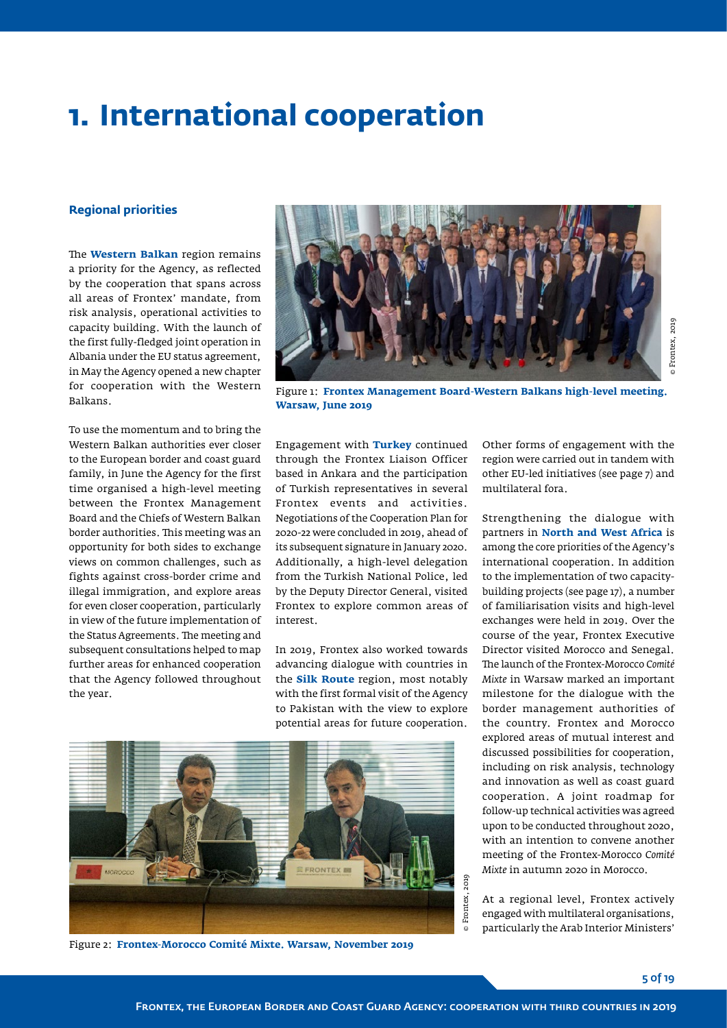# 1. International cooperation

## Regional priorities

The **Western Balkan** region remains a priority for the Agency, as reflected by the cooperation that spans across all areas of Frontex' mandate, from risk analysis, operational activities to capacity building. With the launch of the first fully-fledged joint operation in Albania under the EU status agreement, in May the Agency opened a new chapter for cooperation with the Western Balkans.

To use the momentum and to bring the Western Balkan authorities ever closer to the European border and coast guard family, in June the Agency for the first time organised a high-level meeting between the Frontex Management Board and the Chiefs of Western Balkan border authorities. This meeting was an opportunity for both sides to exchange views on common challenges, such as fights against cross-border crime and illegal immigration, and explore areas for even closer cooperation, particularly in view of the future implementation of the Status Agreements. The meeting and subsequent consultations helped to map further areas for enhanced cooperation that the Agency followed throughout the year.

© Frontex, 2019

Figure 1: **Frontex Management Board-Western Balkans high-level meeting. Warsaw, June 2019**

Engagement with **Turkey** continued through the Frontex Liaison Officer based in Ankara and the participation of Turkish representatives in several Frontex events and activities. Negotiations of the Cooperation Plan for 2020-22 were concluded in 2019, ahead of its subsequent signature in January 2020. Additionally, a high-level delegation from the Turkish National Police, led by the Deputy Director General, visited Frontex to explore common areas of interest.

In 2019, Frontex also worked towards advancing dialogue with countries in the **Silk Route** region, most notably with the first formal visit of the Agency to Pakistan with the view to explore potential areas for future cooperation.

Other forms of engagement with the region were carried out in tandem with other EU-led initiatives (see page 7) and multilateral fora.

Strengthening the dialogue with partners in **North and West Africa** is among the core priorities of the Agency's international cooperation. In addition to the implementation of two capacity-building projects (see page 17), a number of familiarisation visits and high-level exchanges were held in 2019. Over the course of the year, Frontex Executive Director visited Morocco and Senegal. The launch of the Frontex-Morocco *Comité Mixte* in Warsaw marked an important milestone for the dialogue with the border management authorities of the country. Frontex and Morocco explored areas of mutual interest and discussed possibilities for cooperation, including on risk analysis, technology and innovation as well as coast guard cooperation. A joint roadmap for follow-up technical activities was agreed upon to be conducted throughout 2020, with an intention to convene another meeting of the Frontex-Morocco *Comité Mixte* in autumn 2020 in Morocco.

At a regional level, Frontex actively engaged with multilateral organisations, particularly the Arab Interior Ministers'

© Frontex, 2019

Figure 2: **Frontex-Morocco Comité Mixte. Warsaw, November 2019**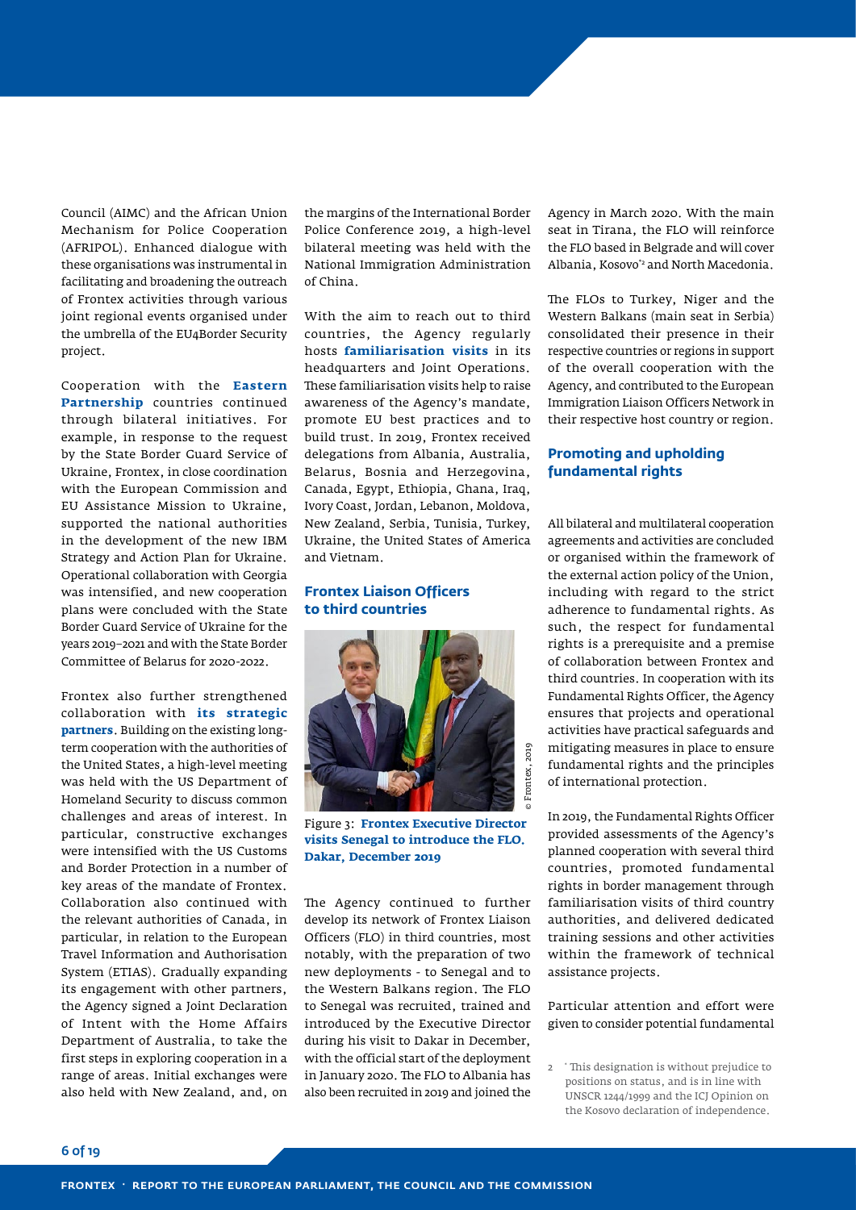Council (AIMC) and the African Union Mechanism for Police Cooperation (AFRIPOL). Enhanced dialogue with these organisations was instrumental in facilitating and broadening the outreach of Frontex activities through various joint regional events organised under the umbrella of the EU4Border Security project.

Cooperation with the **Eastern Partnership** countries continued through bilateral initiatives. For example, in response to the request by the State Border Guard Service of Ukraine, Frontex, in close coordination with the European Commission and EU Assistance Mission to Ukraine, supported the national authorities in the development of the new IBM Strategy and Action Plan for Ukraine. Operational collaboration with Georgia was intensified, and new cooperation plans were concluded with the State Border Guard Service of Ukraine for the years 2019–2021 and with the State Border Committee of Belarus for 2020-2022.

Frontex also further strengthened collaboration with **its strategic partners**. Building on the existing long-term cooperation with the authorities of the United States, a high-level meeting was held with the US Department of Homeland Security to discuss common challenges and areas of interest. In particular, constructive exchanges were intensified with the US Customs and Border Protection in a number of key areas of the mandate of Frontex. Collaboration also continued with the relevant authorities of Canada, in particular, in relation to the European Travel Information and Authorisation System (ETIAS). Gradually expanding its engagement with other partners, the Agency signed a Joint Declaration of Intent with the Home Affairs Department of Australia, to take the first steps in exploring cooperation in a range of areas. Initial exchanges were also held with New Zealand, and, on the margins of the International Border Police Conference 2019, a high-level bilateral meeting was held with the National Immigration Administration of China.

With the aim to reach out to third countries, the Agency regularly hosts **familiarisation visits** in its headquarters and Joint Operations. These familiarisation visits help to raise awareness of the Agency's mandate, promote EU best practices and to build trust. In 2019, Frontex received delegations from Albania, Australia, Belarus, Bosnia and Herzegovina, Canada, Egypt, Ethiopia, Ghana, Iraq, Ivory Coast, Jordan, Lebanon, Moldova, New Zealand, Serbia, Tunisia, Turkey, Ukraine, the United States of America and Vietnam.

## Frontex Liaison Officers to third countries

© Frontex, 2019

Figure 3: **Frontex Executive Director visits Senegal to introduce the FLO, Dakar, December 2019**

The Agency continued to further develop its network of Frontex Liaison Officers (FLO) in third countries, most notably, with the preparation of two new deployments - to Senegal and to the Western Balkans region. The FLO to Senegal was recruited, trained and introduced by the Executive Director during his visit to Dakar in December, with the official start of the deployment in January 2020. The FLO to Albania has also been recruited in 2019 and joined the Agency in March 2020. With the main seat in Tirana, the FLO will reinforce the FLO based in Belgrade and will cover Albania, Kosovo*[2] and North Macedonia.

The FLOs to Turkey, Niger and the Western Balkans (main seat in Serbia) consolidated their presence in their respective countries or regions in support of the overall cooperation with the Agency, and contributed to the European Immigration Liaison Officers Network in their respective host country or region.

## Promoting and upholding fundamental rights

All bilateral and multilateral cooperation agreements and activities are concluded or organised within the framework of the external action policy of the Union, including with regard to the strict adherence to fundamental rights. As such, the respect for fundamental rights is a prerequisite and a premise of collaboration between Frontex and third countries. In cooperation with its Fundamental Rights Officer, the Agency ensures that projects and operational activities have practical safeguards and mitigating measures in place to ensure fundamental rights and the principles of international protection.

In 2019, the Fundamental Rights Officer provided assessments of the Agency's planned cooperation with several third countries, promoted fundamental rights in border management through familiarisation visits of third country authorities, and delivered dedicated training sessions and other activities within the framework of technical assistance projects.

Particular attention and effort were given to consider potential fundamental

2 * This designation is without prejudice to positions on status, and is in line with UNSCR 1244/1999 and the ICJ Opinion on the Kosovo declaration of independence.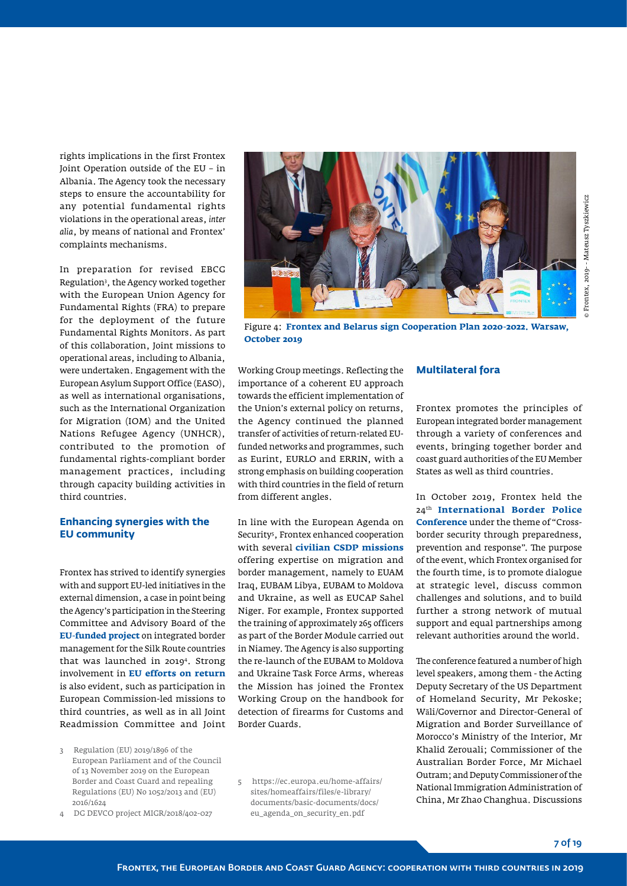rights implications in the first Frontex Joint Operation outside of the EU – in Albania. The Agency took the necessary steps to ensure the accountability for any potential fundamental rights violations in the operational areas, *inter alia*, by means of national and Frontex' complaints mechanisms.

In preparation for revised EBCG Regulation[3], the Agency worked together with the European Union Agency for Fundamental Rights (FRA) to prepare for the deployment of the future Fundamental Rights Monitors. As part of this collaboration, Joint missions to operational areas, including to Albania, were undertaken. Engagement with the European Asylum Support Office (EASO), as well as international organisations, such as the International Organization for Migration (IOM) and the United Nations Refugee Agency (UNHCR), contributed to the promotion of fundamental rights-compliant border management practices, including through capacity building activities in third countries.

### Enhancing synergies with the EU community

Frontex has strived to identify synergies with and support EU-led initiatives in the external dimension, a case in point being the Agency's participation in the Steering Committee and Advisory Board of the **EU-funded project** on integrated border management for the Silk Route countries that was launched in 2019[4]. Strong involvement in **EU efforts on return** is also evident, such as participation in European Commission-led missions to third countries, as well as in all Joint Readmission Committee and Joint Working Group meetings. Reflecting the importance of a coherent EU approach towards the efficient implementation of the Union's external policy on returns, the Agency continued the planned transfer of activities of return-related EU-funded networks and programmes, such as Eurint, EURLO and ERRIN, with a strong emphasis on building cooperation with third countries in the field of return from different angles.

In line with the European Agenda on Security[5], Frontex enhanced cooperation with several **civilian CSDP missions** offering expertise on migration and border management, namely to EUAM Iraq, EUBAM Libya, EUBAM to Moldova and Ukraine, as well as EUCAP Sahel Niger. For example, Frontex supported the training of approximately 265 officers as part of the Border Module carried out in Niamey. The Agency is also supporting the re-launch of the EUBAM to Moldova and Ukraine Task Force Arms, whereas the Mission has joined the Frontex Working Group on the handbook for detection of firearms for Customs and Border Guards.

Figure 4: **Frontex and Belarus sign Cooperation Plan 2020-2022. Warsaw, October 2019**

© Frontex, 2019 - Mateusz Tyszkiewicz

### Multilateral fora

Frontex promotes the principles of European integrated border management through a variety of conferences and events, bringing together border and coast guard authorities of the EU Member States as well as third countries.

In October 2019, Frontex held the 24th **International Border Police Conference** under the theme of "Cross-border security through preparedness, prevention and response". The purpose of the event, which Frontex organised for the fourth time, is to promote dialogue at strategic level, discuss common challenges and solutions, and to build further a strong network of mutual support and equal partnerships among relevant authorities around the world.

The conference featured a number of high level speakers, among them - the Acting Deputy Secretary of the US Department of Homeland Security, Mr Pekoske; Wāli/Governor and Director-General of Migration and Border Surveillance of Morocco's Ministry of the Interior, Mr Khalid Zerouali; Commissioner of the Australian Border Force, Mr Michael Outram; and Deputy Commissioner of the National Immigration Administration of China, Mr Zhao Changhua. Discussions

3 Regulation (EU) 2019/1896 of the European Parliament and of the Council of 13 November 2019 on the European Border and Coast Guard and repealing Regulations (EU) No 1052/2013 and (EU) 2016/1624

4 DG DEVCO project MIGR/2018/402-027

5 https://ec.europa.eu/home-affairs/sites/homeaffairs/files/e-library/documents/basic-documents/docs/eu_agenda_on_security_en.pdf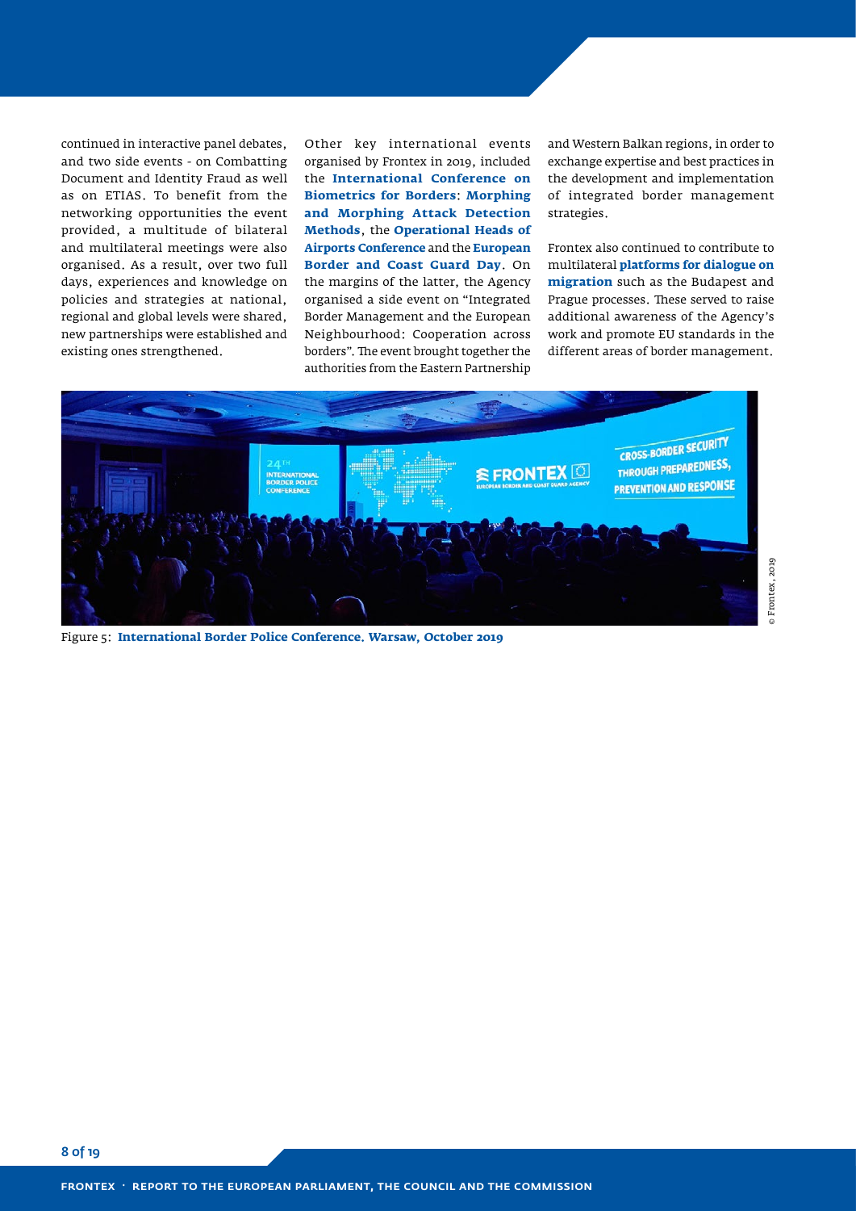continued in interactive panel debates, and two side events - on Combatting Document and Identity Fraud as well as on ETIAS. To benefit from the networking opportunities the event provided, a multitude of bilateral and multilateral meetings were also organised. As a result, over two full days, experiences and knowledge on policies and strategies at national, regional and global levels were shared, new partnerships were established and existing ones strengthened.

Other key international events organised by Frontex in 2019, included the **International Conference on Biometrics for Borders**: **Morphing and Morphing Attack Detection Methods**, the **Operational Heads of Airports Conference** and the **European Border and Coast Guard Day**. On the margins of the latter, the Agency organised a side event on "Integrated Border Management and the European Neighbourhood: Cooperation across borders". The event brought together the authorities from the Eastern Partnership and Western Balkan regions, in order to exchange expertise and best practices in the development and implementation of integrated border management strategies.

Frontex also continued to contribute to multilateral **platforms for dialogue on migration** such as the Budapest and Prague processes. These served to raise additional awareness of the Agency's work and promote EU standards in the different areas of border management.

© Frontex, 2019

Figure 5: **International Border Police Conference, Warsaw, October 2019**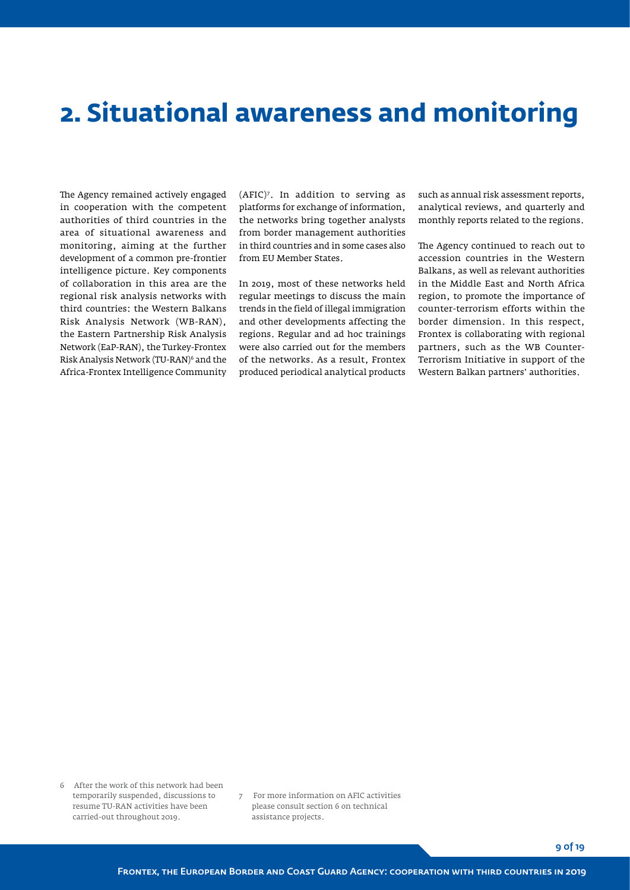# 2. Situational awareness and monitoring

The Agency remained actively engaged in cooperation with the competent authorities of third countries in the area of situational awareness and monitoring, aiming at the further development of a common pre-frontier intelligence picture. Key components of collaboration in this area are the regional risk analysis networks with third countries: the Western Balkans Risk Analysis Network (WB-RAN), the Eastern Partnership Risk Analysis Network (EaP-RAN), the Turkey-Frontex Risk Analysis Network (TU-RAN)[6] and the Africa-Frontex Intelligence Community (AFIC)[7]. In addition to serving as platforms for exchange of information, the networks bring together analysts from border management authorities in third countries and in some cases also from EU Member States.

In 2019, most of these networks held regular meetings to discuss the main trends in the field of illegal immigration and other developments affecting the regions. Regular and ad hoc trainings were also carried out for the members of the networks. As a result, Frontex produced periodical analytical products such as annual risk assessment reports, analytical reviews, and quarterly and monthly reports related to the regions.

The Agency continued to reach out to accession countries in the Western Balkans, as well as relevant authorities in the Middle East and North Africa region, to promote the importance of counter-terrorism efforts within the border dimension. In this respect, Frontex is collaborating with regional partners, such as the WB Counter-Terrorism Initiative in support of the Western Balkan partners' authorities.

6 After the work of this network had been temporarily suspended, discussions to resume TU-RAN activities have been carried-out throughout 2019.

7 For more information on AFIC activities please consult section 6 on technical assistance projects.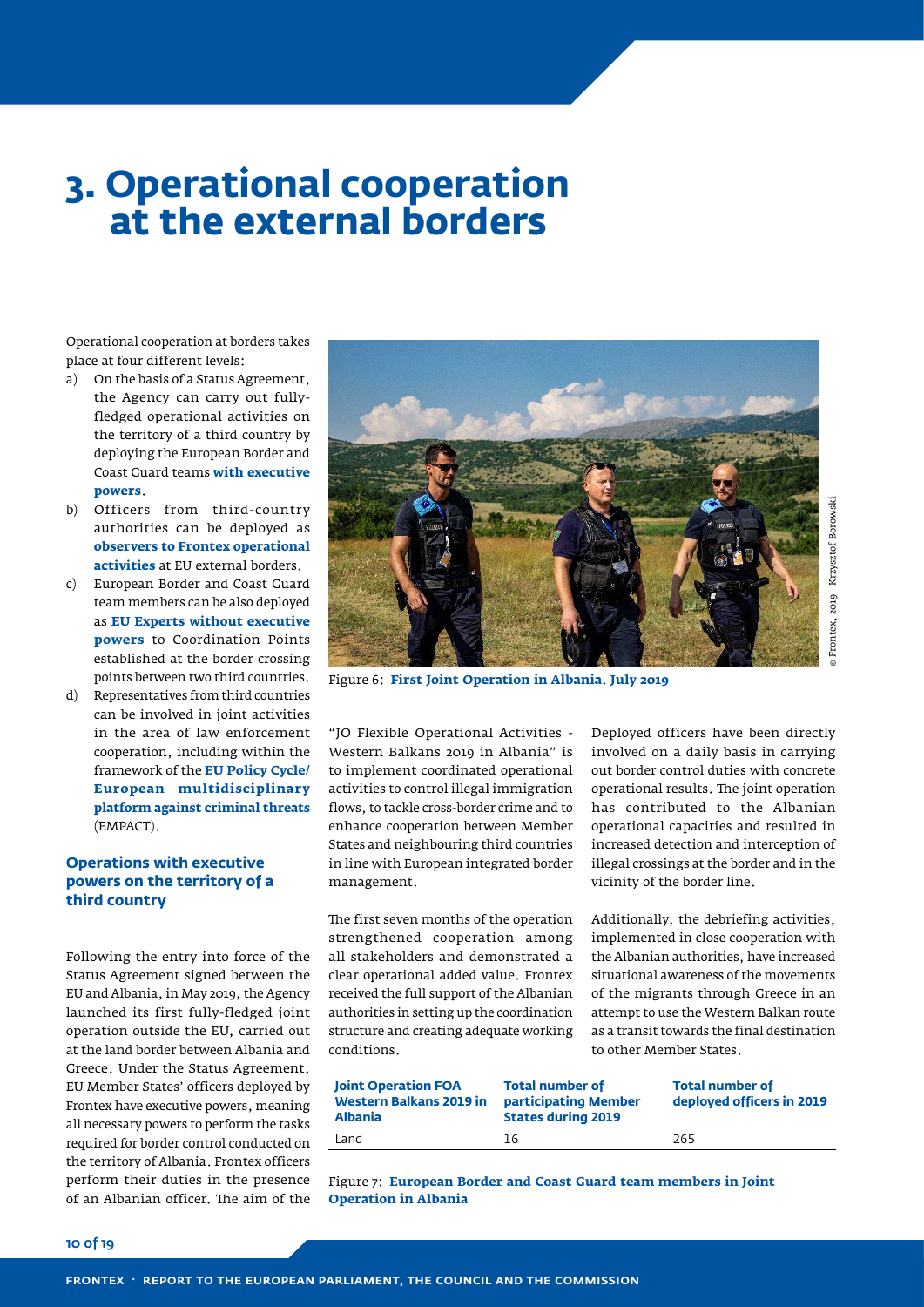# 3. Operational cooperation at the external borders

Operational cooperation at borders takes place at four different levels:

a) On the basis of a Status Agreement, the Agency can carry out fully-fledged operational activities on the territory of a third country by deploying the European Border and Coast Guard teams **with executive powers**.

b) Officers from third-country authorities can be deployed as **observers to Frontex operational activities** at EU external borders.

c) European Border and Coast Guard team members can be also deployed as **EU Experts without executive powers** to Coordination Points established at the border crossing points between two third countries.

d) Representatives from third countries can be involved in joint activities in the area of law enforcement cooperation, including within the framework of the **EU Policy Cycle/ European multidisciplinary platform against criminal threats** (EMPACT).

Figure 6: **First Joint Operation in Albania, July 2019**

© Frontex, 2019 - Krzysztof Borowski

## Operations with executive powers on the territory of a third country

Following the entry into force of the Status Agreement signed between the EU and Albania, in May 2019, the Agency launched its first fully-fledged joint operation outside the EU, carried out at the land border between Albania and Greece. Under the Status Agreement, EU Member States' officers deployed by Frontex have executive powers, meaning all necessary powers to perform the tasks required for border control conducted on the territory of Albania. Frontex officers perform their duties in the presence of an Albanian officer. The aim of the "JO Flexible Operational Activities - Western Balkans 2019 in Albania" is to implement coordinated operational activities to control illegal immigration flows, to tackle cross-border crime and to enhance cooperation between Member States and neighbouring third countries in line with European integrated border management.

The first seven months of the operation strengthened cooperation among all stakeholders and demonstrated a clear operational added value. Frontex received the full support of the Albanian authorities in setting up the coordination structure and creating adequate working conditions.

Deployed officers have been directly involved on a daily basis in carrying out border control duties with concrete operational results. The joint operation has contributed to the Albanian operational capacities and resulted in increased detection and interception of illegal crossings at the border and in the vicinity of the border line.

Additionally, the debriefing activities, implemented in close cooperation with the Albanian authorities, have increased situational awareness of the movements of the migrants through Greece in an attempt to use the Western Balkan route as a transit towards the final destination to other Member States.

| Joint Operation FOA Western Balkans 2019 in Albania | Total number of participating Member States during 2019 | Total number of deployed officers in 2019 |
|---|---|---|
| Land | 16 | 265 |

Figure 7: **European Border and Coast Guard team members in Joint Operation in Albania**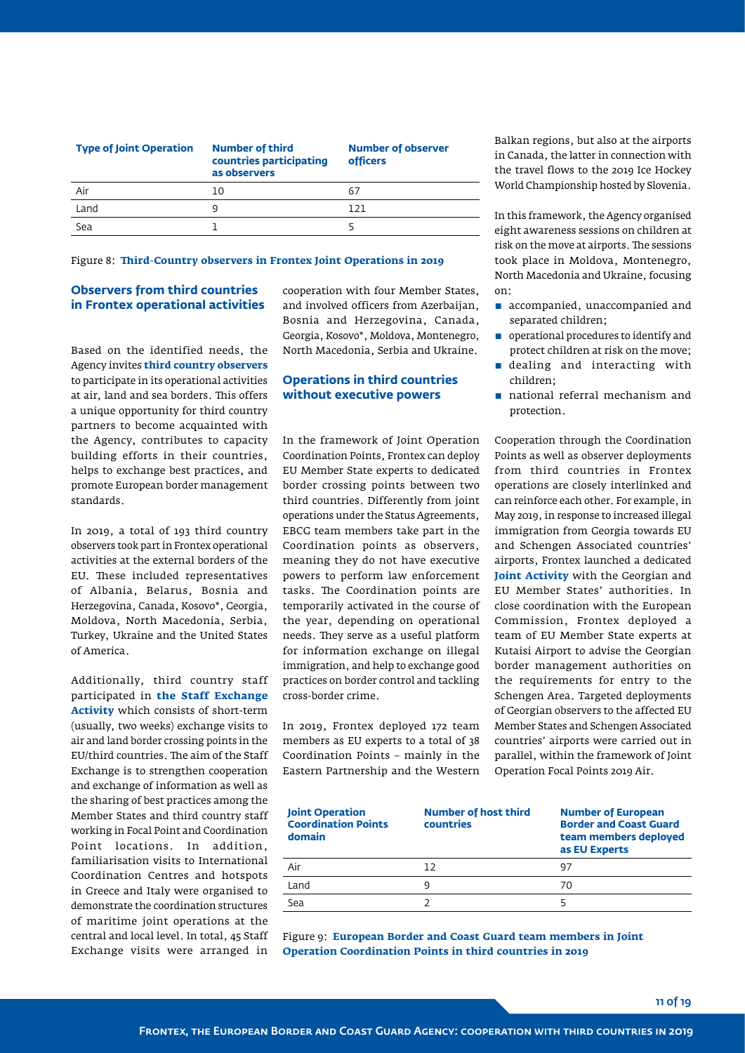| Type of Joint Operation | Number of third countries participating as observers | Number of observer officers |
|---|---|---|
| Air | 10 | 67 |
| Land | 9 | 121 |
| Sea | 1 | 5 |

Figure 8: **Third-Country observers in Frontex Joint Operations in 2019**

### Observers from third countries in Frontex operational activities

Based on the identified needs, the Agency invites **third country observers** to participate in its operational activities at air, land and sea borders. This offers a unique opportunity for third country partners to become acquainted with the Agency, contributes to capacity building efforts in their countries, helps to exchange best practices, and promote European border management standards.

In 2019, a total of 193 third country observers took part in Frontex operational activities at the external borders of the EU. These included representatives of Albania, Belarus, Bosnia and Herzegovina, Canada, Kosovo*, Georgia, Moldova, North Macedonia, Serbia, Turkey, Ukraine and the United States of America.

Additionally, third country staff participated in **the Staff Exchange Activity** which consists of short-term (usually, two weeks) exchange visits to air and land border crossing points in the EU/third countries. The aim of the Staff Exchange is to strengthen cooperation and exchange of information as well as the sharing of best practices among the Member States and third country staff working in Focal Point and Coordination Point locations. In addition, familiarisation visits to International Coordination Centres and hotspots in Greece and Italy were organised to demonstrate the coordination structures of maritime joint operations at the central and local level. In total, 45 Staff Exchange visits were arranged in cooperation with four Member States, and involved officers from Azerbaijan, Bosnia and Herzegovina, Canada, Georgia, Kosovo*, Moldova, Montenegro, North Macedonia, Serbia and Ukraine.

### Operations in third countries without executive powers

In the framework of Joint Operation Coordination Points, Frontex can deploy EU Member State experts to dedicated border crossing points between two third countries. Differently from joint operations under the Status Agreements, EBCG team members take part in the Coordination points as observers, meaning they do not have executive powers to perform law enforcement tasks. The Coordination points are temporarily activated in the course of the year, depending on operational needs. They serve as a useful platform for information exchange on illegal immigration, and help to exchange good practices on border control and tackling cross-border crime.

In 2019, Frontex deployed 172 team members as EU experts to a total of 38 Coordination Points – mainly in the Eastern Partnership and the Western Balkan regions, but also at the airports in Canada, the latter in connection with the travel flows to the 2019 Ice Hockey World Championship hosted by Slovenia.

In this framework, the Agency organised eight awareness sessions on children at risk on the move at airports. The sessions took place in Moldova, Montenegro, North Macedonia and Ukraine, focusing on:

- accompanied, unaccompanied and separated children;
- operational procedures to identify and protect children at risk on the move;
- dealing and interacting with children;
- national referral mechanism and protection.

Cooperation through the Coordination Points as well as observer deployments from third countries in Frontex operations are closely interlinked and can reinforce each other. For example, in May 2019, in response to increased illegal immigration from Georgia towards EU and Schengen Associated countries' airports, Frontex launched a dedicated **Joint Activity** with the Georgian and EU Member States' authorities. In close coordination with the European Commission, Frontex deployed a team of EU Member State experts at Kutaisi Airport to advise the Georgian border management authorities on the requirements for entry to the Schengen Area. Targeted deployments of Georgian observers to the affected EU Member States and Schengen Associated countries' airports were carried out in parallel, within the framework of Joint Operation Focal Points 2019 Air.

| Joint Operation Coordination Points domain | Number of host third countries | Number of European Border and Coast Guard team members deployed as EU Experts |
|---|---|---|
| Air | 12 | 97 |
| Land | 9 | 70 |
| Sea | 2 | 5 |

Figure 9: **European Border and Coast Guard team members in Joint Operation Coordination Points in third countries in 2019**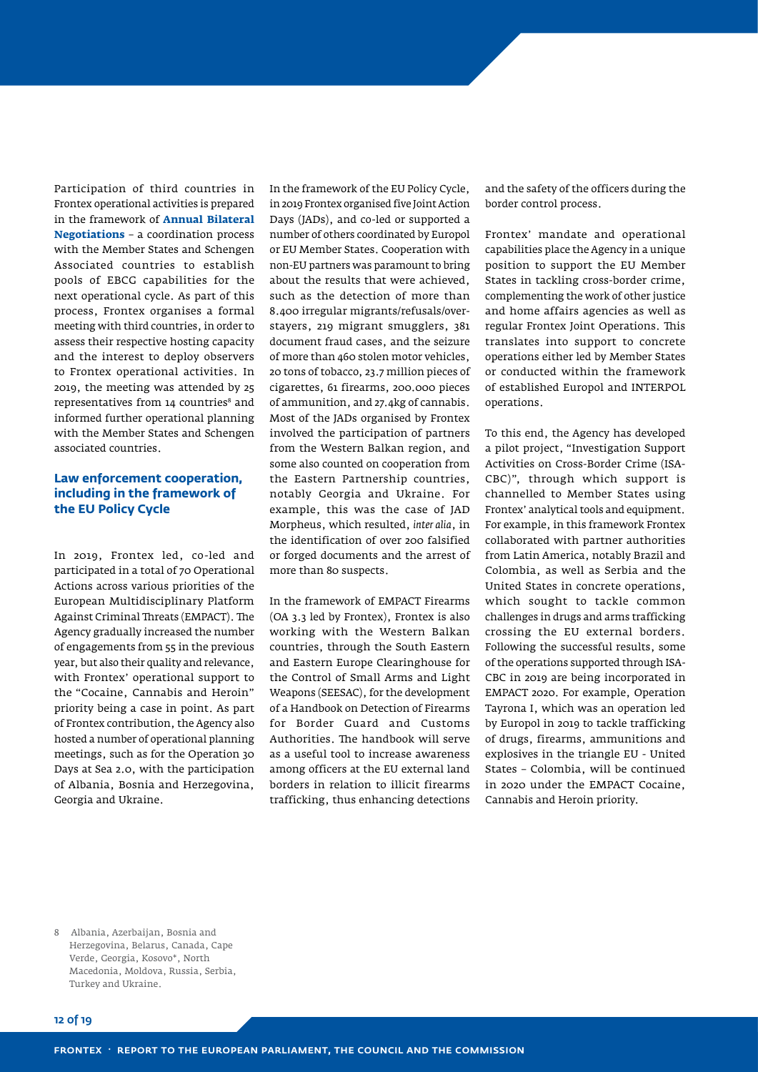Participation of third countries in Frontex operational activities is prepared in the framework of **Annual Bilateral Negotiations** – a coordination process with the Member States and Schengen Associated countries to establish pools of EBCG capabilities for the next operational cycle. As part of this process, Frontex organises a formal meeting with third countries, in order to assess their respective hosting capacity and the interest to deploy observers to Frontex operational activities. In 2019, the meeting was attended by 25 representatives from 14 countries[8] and informed further operational planning with the Member States and Schengen associated countries.

## Law enforcement cooperation, including in the framework of the EU Policy Cycle

In 2019, Frontex led, co-led and participated in a total of 70 Operational Actions across various priorities of the European Multidisciplinary Platform Against Criminal Threats (EMPACT). The Agency gradually increased the number of engagements from 55 in the previous year, but also their quality and relevance, with Frontex' operational support to the "Cocaine, Cannabis and Heroin" priority being a case in point. As part of Frontex contribution, the Agency also hosted a number of operational planning meetings, such as for the Operation 30 Days at Sea 2.0, with the participation of Albania, Bosnia and Herzegovina, Georgia and Ukraine.

In the framework of the EU Policy Cycle, in 2019 Frontex organised five Joint Action Days (JADs), and co-led or supported a number of others coordinated by Europol or EU Member States. Cooperation with non-EU partners was paramount to bring about the results that were achieved, such as the detection of more than 8.400 irregular migrants/refusals/over-stayers, 219 migrant smugglers, 381 document fraud cases, and the seizure of more than 460 stolen motor vehicles, 20 tons of tobacco, 23.7 million pieces of cigarettes, 61 firearms, 200.000 pieces of ammunition, and 27.4kg of cannabis. Most of the JADs organised by Frontex involved the participation of partners from the Western Balkan region, and some also counted on cooperation from the Eastern Partnership countries, notably Georgia and Ukraine. For example, this was the case of JAD Morpheus, which resulted, *inter alia*, in the identification of over 200 falsified or forged documents and the arrest of more than 80 suspects.

In the framework of EMPACT Firearms (OA 3.3 led by Frontex), Frontex is also working with the Western Balkan countries, through the South Eastern and Eastern Europe Clearinghouse for the Control of Small Arms and Light Weapons (SEESAC), for the development of a Handbook on Detection of Firearms for Border Guard and Customs Authorities. The handbook will serve as a useful tool to increase awareness among officers at the EU external land borders in relation to illicit firearms trafficking, thus enhancing detections and the safety of the officers during the border control process.

Frontex' mandate and operational capabilities place the Agency in a unique position to support the EU Member States in tackling cross-border crime, complementing the work of other justice and home affairs agencies as well as regular Frontex Joint Operations. This translates into support to concrete operations either led by Member States or conducted within the framework of established Europol and INTERPOL operations.

To this end, the Agency has developed a pilot project, "Investigation Support Activities on Cross-Border Crime (ISA-CBC)", through which support is channelled to Member States using Frontex' analytical tools and equipment. For example, in this framework Frontex collaborated with partner authorities from Latin America, notably Brazil and Colombia, as well as Serbia and the United States in concrete operations, which sought to tackle common challenges in drugs and arms trafficking crossing the EU external borders. Following the successful results, some of the operations supported through ISA-CBC in 2019 are being incorporated in EMPACT 2020. For example, Operation Tayrona I, which was an operation led by Europol in 2019 to tackle trafficking of drugs, firearms, ammunitions and explosives in the triangle EU - United States – Colombia, will be continued in 2020 under the EMPACT Cocaine, Cannabis and Heroin priority.

8 Albania, Azerbaijan, Bosnia and Herzegovina, Belarus, Canada, Cape Verde, Georgia, Kosovo*, North Macedonia, Moldova, Russia, Serbia, Turkey and Ukraine.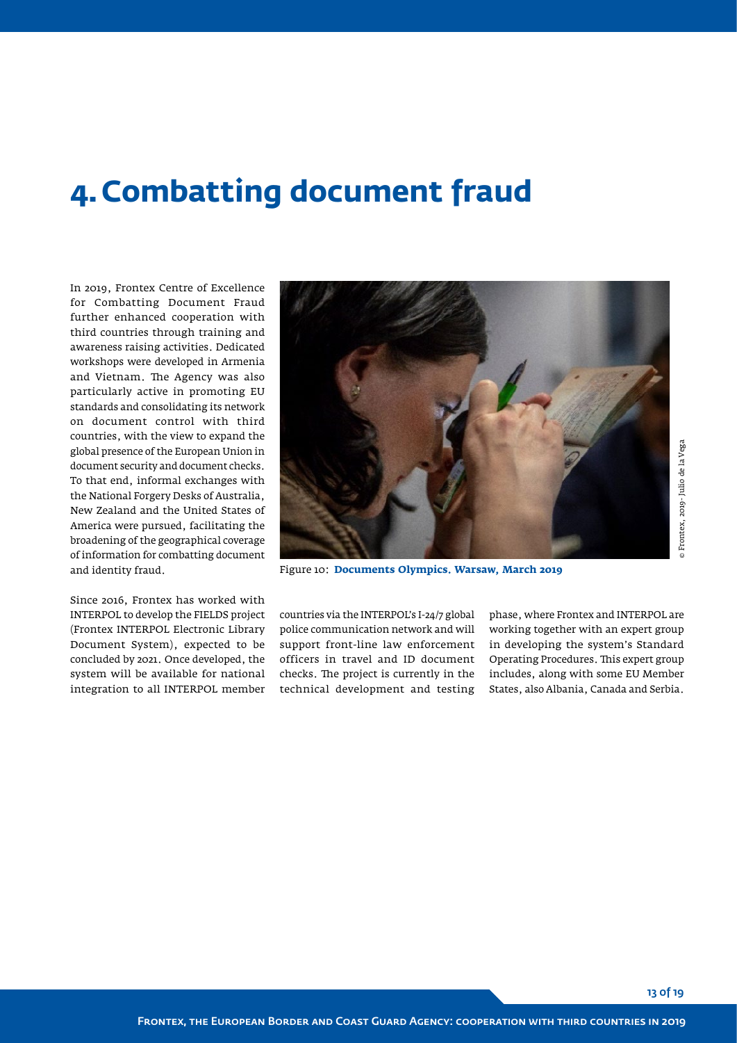# 4. Combatting document fraud

In 2019, Frontex Centre of Excellence for Combatting Document Fraud further enhanced cooperation with third countries through training and awareness raising activities. Dedicated workshops were developed in Armenia and Vietnam. The Agency was also particularly active in promoting EU standards and consolidating its network on document control with third countries, with the view to expand the global presence of the European Union in document security and document checks. To that end, informal exchanges with the National Forgery Desks of Australia, New Zealand and the United States of America were pursued, facilitating the broadening of the geographical coverage of information for combatting document and identity fraud.

Figure 10: **Documents Olympics, Warsaw, March 2019**

© Frontex, 2019- Julio de la Vega

Since 2016, Frontex has worked with INTERPOL to develop the FIELDS project (Frontex INTERPOL Electronic Library Document System), expected to be concluded by 2021. Once developed, the system will be available for national integration to all INTERPOL member countries via the INTERPOL's I-24/7 global police communication network and will support front-line law enforcement officers in travel and ID document checks. The project is currently in the technical development and testing phase, where Frontex and INTERPOL are working together with an expert group in developing the system's Standard Operating Procedures. This expert group includes, along with some EU Member States, also Albania, Canada and Serbia.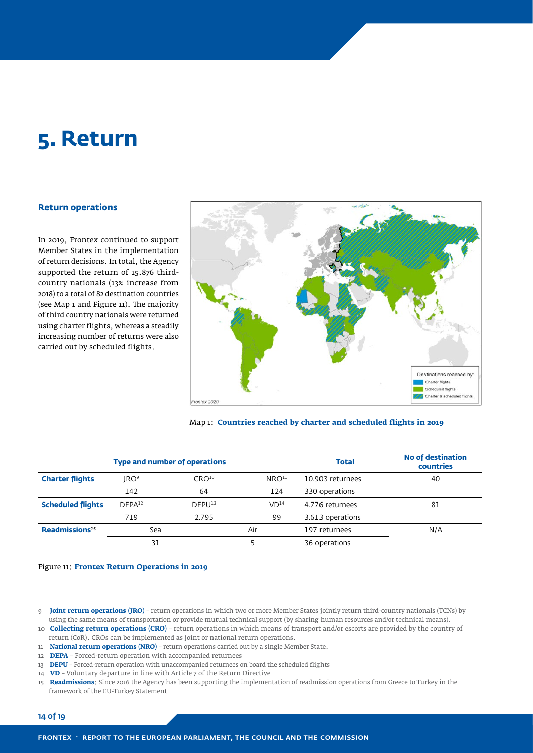# 5. Return

### Return operations

In 2019, Frontex continued to support Member States in the implementation of return decisions. In total, the Agency supported the return of 15.876 third-country nationals (13% increase from 2018) to a total of 82 destination countries (see Map 1 and Figure 11). The majority of third country nationals were returned using charter flights, whereas a steadily increasing number of returns were also carried out by scheduled flights.

Destinations reached by:
- Charter flights
- Scheduled flights
- Charter & scheduled flights

Frontex 2020

Map 1: **Countries reached by charter and scheduled flights in 2019**

| | Type and number of operations | | | Total | No of destination countries |
|---|---|---|---|---|---|
| **Charter flights** | JRO[9] | CRO[10] | NRO[11] | 10.903 returnees | 40 |
| | 142 | 64 | 124 | 330 operations | |
| **Scheduled flights** | DEPA[12] | DEPU[13] | VD[14] | 4.776 returnees | 81 |
| | 719 | 2.795 | 99 | 3.613 operations | |
| **Readmissions[15]** | Sea | | Air | 197 returnees | N/A |
| | 31 | | 5 | 36 operations | |

Figure 11: **Frontex Return Operations in 2019**

9 **Joint return operations (JRO)** – return operations in which two or more Member States jointly return third-country nationals (TCNs) by using the same means of transportation or provide mutual technical support (by sharing human resources and/or technical means).

10 **Collecting return operations (CRO)** – return operations in which means of transport and/or escorts are provided by the country of return (CoR). CROs can be implemented as joint or national return operations.

11 **National return operations (NRO)** – return operations carried out by a single Member State.

12 **DEPA** – Forced-return operation with accompanied returnees

13 **DEPU** – Forced-return operation with unaccompanied returnees on board the scheduled flights

14 **VD** – Voluntary departure in line with Article 7 of the Return Directive

15 **Readmissions**: Since 2016 the Agency has been supporting the implementation of readmission operations from Greece to Turkey in the framework of the EU-Turkey Statement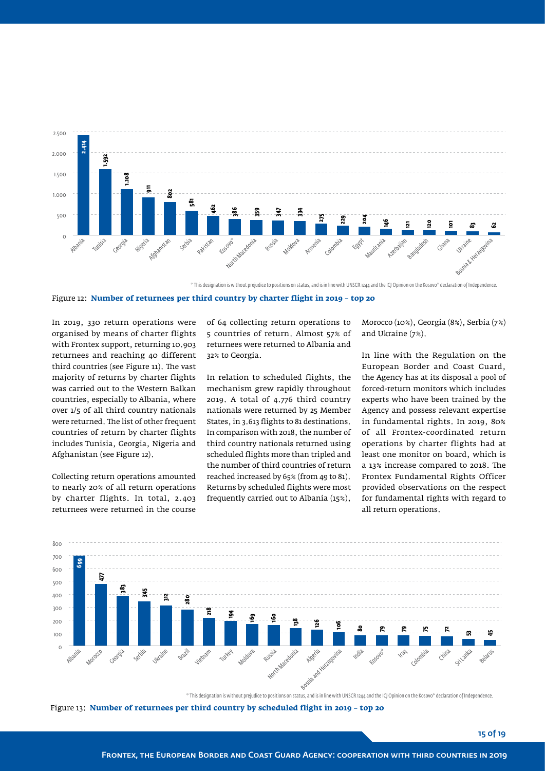| Country | Number of returnees |
|---|---|
| Albania | 2.414 |
| Tunisia | 1.592 |
| Georgia | 1.108 |
| Nigeria | 911 |
| Afghanistan | 802 |
| Serbia | 581 |
| Pakistan | 462 |
| Kosovo* | 386 |
| North Macedonia | 359 |
| Russia | 347 |
| Moldova | 334 |
| Armenia | 275 |
| Colombia | 229 |
| Egypt | 204 |
| Mauritania | 146 |
| Azerbaijan | 121 |
| Bangladesh | 120 |
| Ghana | 101 |
| Ukraine | 83 |
| Bosnia & Herzegovina | 62 |

\* This designation is without prejudice to positions on status, and is in line with UNSCR 1244 and the ICJ Opinion on the Kosovo* declaration of Independence.

Figure 12: **Number of returnees per third country by charter flight in 2019 – top 20**

In 2019, 330 return operations were organised by means of charter flights with Frontex support, returning 10.903 returnees and reaching 40 different third countries (see Figure 11). The vast majority of returns by charter flights was carried out to the Western Balkan countries, especially to Albania, where over 1/5 of all third country nationals were returned. The list of other frequent countries of return by charter flights includes Tunisia, Georgia, Nigeria and Afghanistan (see Figure 12).

Collecting return operations amounted to nearly 20% of all return operations by charter flights. In total, 2.403 returnees were returned in the course of 64 collecting return operations to 5 countries of return. Almost 57% of returnees were returned to Albania and 32% to Georgia.

In relation to scheduled flights, the mechanism grew rapidly throughout 2019. A total of 4.776 third country nationals were returned by 25 Member States, in 3.613 flights to 81 destinations. In comparison with 2018, the number of third country nationals returned using scheduled flights more than tripled and the number of third countries of return reached increased by 65% (from 49 to 81). Returns by scheduled flights were most frequently carried out to Albania (15%), Morocco (10%), Georgia (8%), Serbia (7%) and Ukraine (7%).

In line with the Regulation on the European Border and Coast Guard, the Agency has at its disposal a pool of forced-return monitors which includes experts who have been trained by the Agency and possess relevant expertise in fundamental rights. In 2019, 80% of all Frontex-coordinated return operations by charter flights had at least one monitor on board, which is a 13% increase compared to 2018. The Frontex Fundamental Rights Officer provided observations on the respect for fundamental rights with regard to all return operations.

| Country | Number of returnees |
|---|---|
| Albania | 699 |
| Morocco | 477 |
| Georgia | 383 |
| Serbia | 345 |
| Ukraine | 312 |
| Brazil | 280 |
| Vietnam | 218 |
| Turkey | 194 |
| Moldova | 169 |
| Russia | 160 |
| North Macedonia | 138 |
| Algeria | 126 |
| Bosnia and Herzegovina | 106 |
| India | 80 |
| Kosovo* | 79 |
| Iraq | 79 |
| Colombia | 75 |
| China | 72 |
| Sri Lanka | 53 |
| Belarus | 45 |

\* This designation is without prejudice to positions on status, and is in line with UNSCR 1244 and the ICJ Opinion on the Kosovo* declaration of Independence.

Figure 13: **Number of returnees per third country by scheduled flight in 2019 – top 20**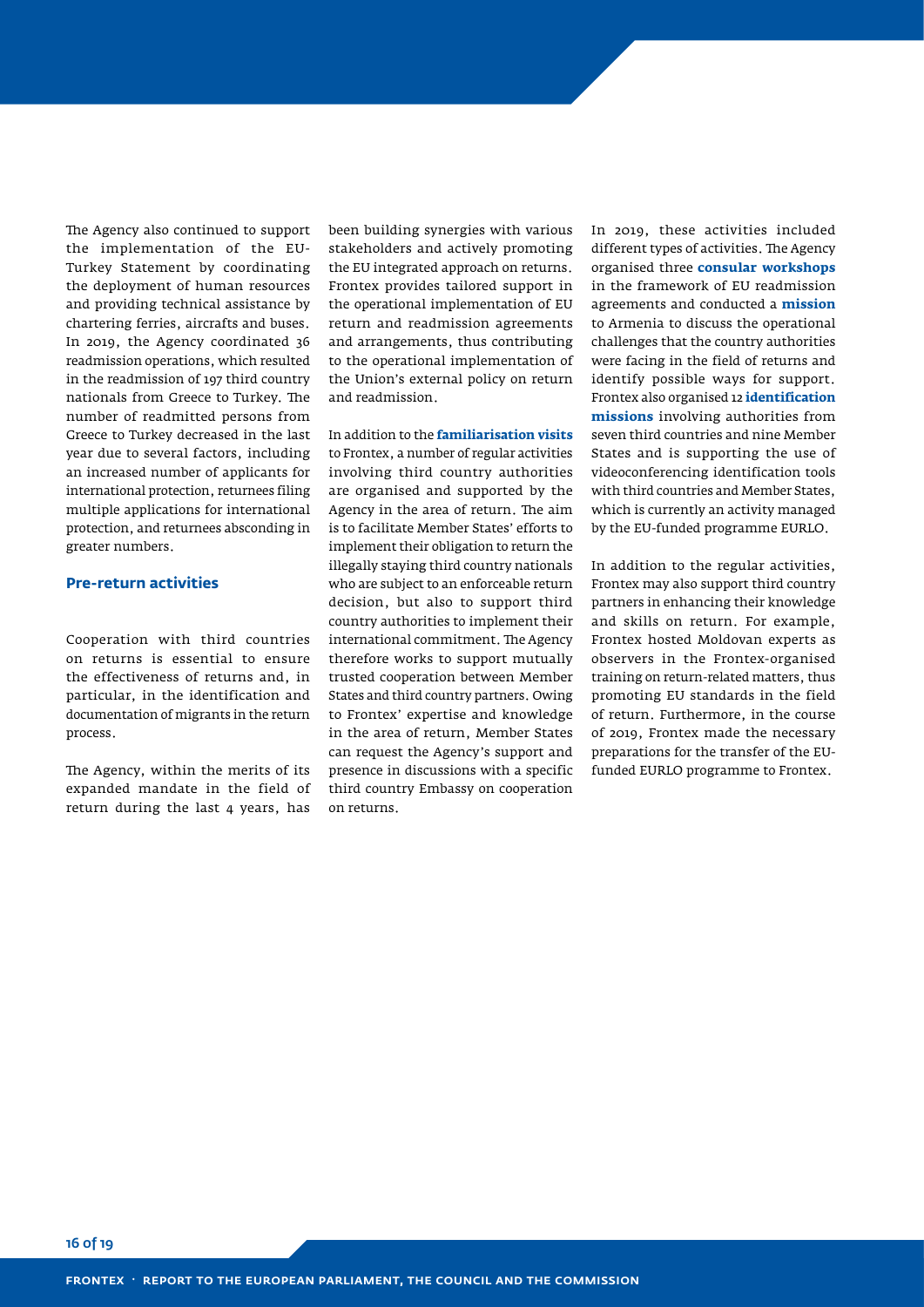The Agency also continued to support the implementation of the EU-Turkey Statement by coordinating the deployment of human resources and providing technical assistance by chartering ferries, aircrafts and buses. In 2019, the Agency coordinated 36 readmission operations, which resulted in the readmission of 197 third country nationals from Greece to Turkey. The number of readmitted persons from Greece to Turkey decreased in the last year due to several factors, including an increased number of applicants for international protection, returnees filing multiple applications for international protection, and returnees absconding in greater numbers.

### Pre-return activities

Cooperation with third countries on returns is essential to ensure the effectiveness of returns and, in particular, in the identification and documentation of migrants in the return process.

The Agency, within the merits of its expanded mandate in the field of return during the last 4 years, has been building synergies with various stakeholders and actively promoting the EU integrated approach on returns. Frontex provides tailored support in the operational implementation of EU return and readmission agreements and arrangements, thus contributing to the operational implementation of the Union's external policy on return and readmission.

In addition to the **familiarisation visits** to Frontex, a number of regular activities involving third country authorities are organised and supported by the Agency in the area of return. The aim is to facilitate Member States' efforts to implement their obligation to return the illegally staying third country nationals who are subject to an enforceable return decision, but also to support third country authorities to implement their international commitment. The Agency therefore works to support mutually trusted cooperation between Member States and third country partners. Owing to Frontex' expertise and knowledge in the area of return, Member States can request the Agency's support and presence in discussions with a specific third country Embassy on cooperation on returns.

In 2019, these activities included different types of activities. The Agency organised three **consular workshops** in the framework of EU readmission agreements and conducted a **mission** to Armenia to discuss the operational challenges that the country authorities were facing in the field of returns and identify possible ways for support. Frontex also organised 12 **identification missions** involving authorities from seven third countries and nine Member States and is supporting the use of videoconferencing identification tools with third countries and Member States, which is currently an activity managed by the EU-funded programme EURLO.

In addition to the regular activities, Frontex may also support third country partners in enhancing their knowledge and skills on return. For example, Frontex hosted Moldovan experts as observers in the Frontex-organised training on return-related matters, thus promoting EU standards in the field of return. Furthermore, in the course of 2019, Frontex made the necessary preparations for the transfer of the EU-funded EURLO programme to Frontex.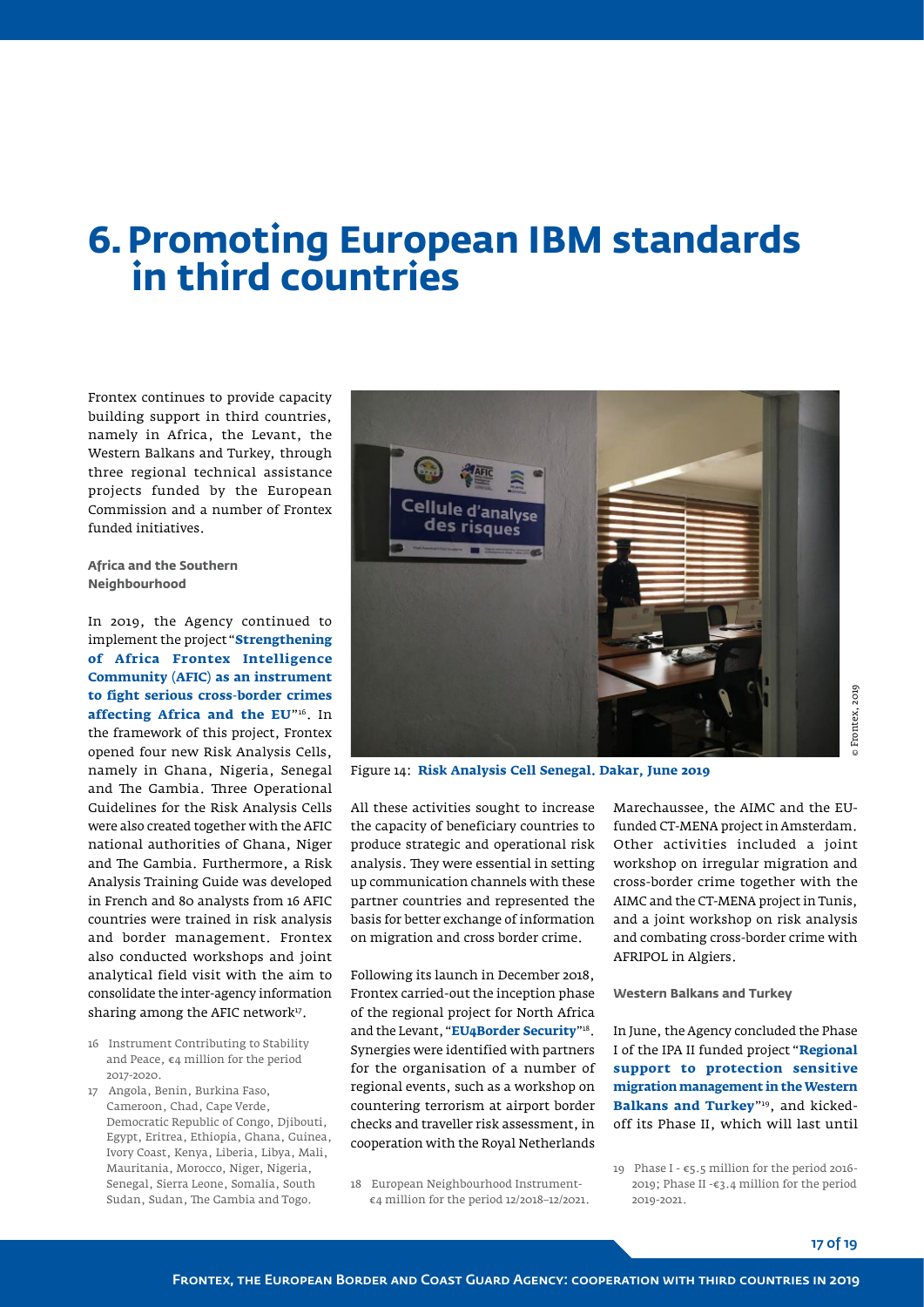# 6. Promoting European IBM standards in third countries

Frontex continues to provide capacity building support in third countries, namely in Africa, the Levant, the Western Balkans and Turkey, through three regional technical assistance projects funded by the European Commission and a number of Frontex funded initiatives.

**Africa and the Southern Neighbourhood**

In 2019, the Agency continued to implement the project "**Strengthening of Africa Frontex Intelligence Community (AFIC) as an instrument to fight serious cross-border crimes affecting Africa and the EU**"[16]. In the framework of this project, Frontex opened four new Risk Analysis Cells, namely in Ghana, Nigeria, Senegal and The Gambia. Three Operational Guidelines for the Risk Analysis Cells were also created together with the AFIC national authorities of Ghana, Niger and The Gambia. Furthermore, a Risk Analysis Training Guide was developed in French and 80 analysts from 16 AFIC countries were trained in risk analysis and border management. Frontex also conducted workshops and joint analytical field visit with the aim to consolidate the inter-agency information sharing among the AFIC network[17].

16 Instrument Contributing to Stability and Peace, €4 million for the period 2017-2020.

17 Angola, Benin, Burkina Faso, Cameroon, Chad, Cape Verde, Democratic Republic of Congo, Djibouti, Egypt, Eritrea, Ethiopia, Ghana, Guinea, Ivory Coast, Kenya, Liberia, Libya, Mali, Mauritania, Morocco, Niger, Nigeria, Senegal, Sierra Leone, Somalia, South Sudan, Sudan, The Gambia and Togo.

Figure 14: **Risk Analysis Cell Senegal, Dakar, June 2019**

© Frontex, 2019

All these activities sought to increase the capacity of beneficiary countries to produce strategic and operational risk analysis. They were essential in setting up communication channels with these partner countries and represented the basis for better exchange of information on migration and cross border crime.

Following its launch in December 2018, Frontex carried-out the inception phase of the regional project for North Africa and the Levant, "**EU4Border Security**"[18]. Synergies were identified with partners for the organisation of a number of regional events, such as a workshop on countering terrorism at airport border checks and traveller risk assessment, in cooperation with the Royal Netherlands Marechaussee, the AIMC and the EU-funded CT-MENA project in Amsterdam. Other activities included a joint workshop on irregular migration and cross-border crime together with the AIMC and the CT-MENA project in Tunis, and a joint workshop on risk analysis and combating cross-border crime with AFRIPOL in Algiers.

18 European Neighbourhood Instrument- €4 million for the period 12/2018–12/2021.

**Western Balkans and Turkey**

In June, the Agency concluded the Phase I of the IPA II funded project "**Regional support to protection sensitive migration management in the Western Balkans and Turkey**"[19], and kicked-off its Phase II, which will last until

19 Phase I - €5.5 million for the period 2016-2019; Phase II -€3.4 million for the period 2019-2021.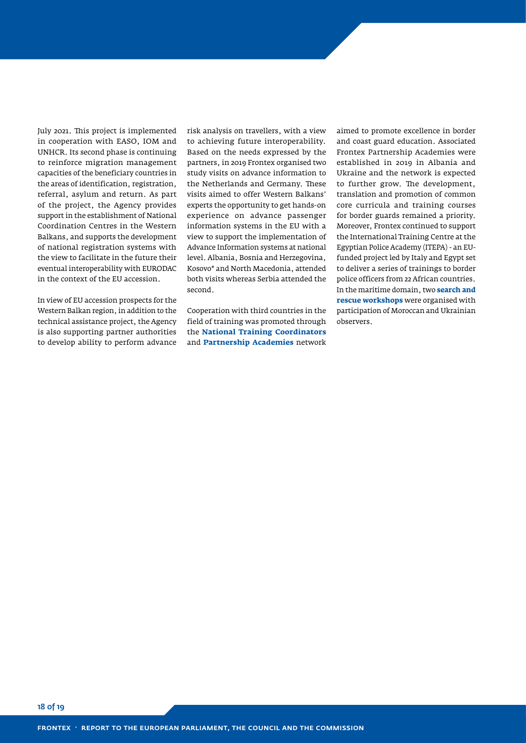July 2021. This project is implemented in cooperation with EASO, IOM and UNHCR. Its second phase is continuing to reinforce migration management capacities of the beneficiary countries in the areas of identification, registration, referral, asylum and return. As part of the project, the Agency provides support in the establishment of National Coordination Centres in the Western Balkans, and supports the development of national registration systems with the view to facilitate in the future their eventual interoperability with EURODAC in the context of the EU accession.

In view of EU accession prospects for the Western Balkan region, in addition to the technical assistance project, the Agency is also supporting partner authorities to develop ability to perform advance risk analysis on travellers, with a view to achieving future interoperability. Based on the needs expressed by the partners, in 2019 Frontex organised two study visits on advance information to the Netherlands and Germany. These visits aimed to offer Western Balkans' experts the opportunity to get hands-on experience on advance passenger information systems in the EU with a view to support the implementation of Advance Information systems at national level. Albania, Bosnia and Herzegovina, Kosovo* and North Macedonia, attended both visits whereas Serbia attended the second.

Cooperation with third countries in the field of training was promoted through the **National Training Coordinators** and **Partnership Academies** network aimed to promote excellence in border and coast guard education. Associated Frontex Partnership Academies were established in 2019 in Albania and Ukraine and the network is expected to further grow. The development, translation and promotion of common core curricula and training courses for border guards remained a priority. Moreover, Frontex continued to support the International Training Centre at the Egyptian Police Academy (ITEPA) - an EU-funded project led by Italy and Egypt set to deliver a series of trainings to border police officers from 22 African countries. In the maritime domain, two **search and rescue workshops** were organised with participation of Moroccan and Ukrainian observers.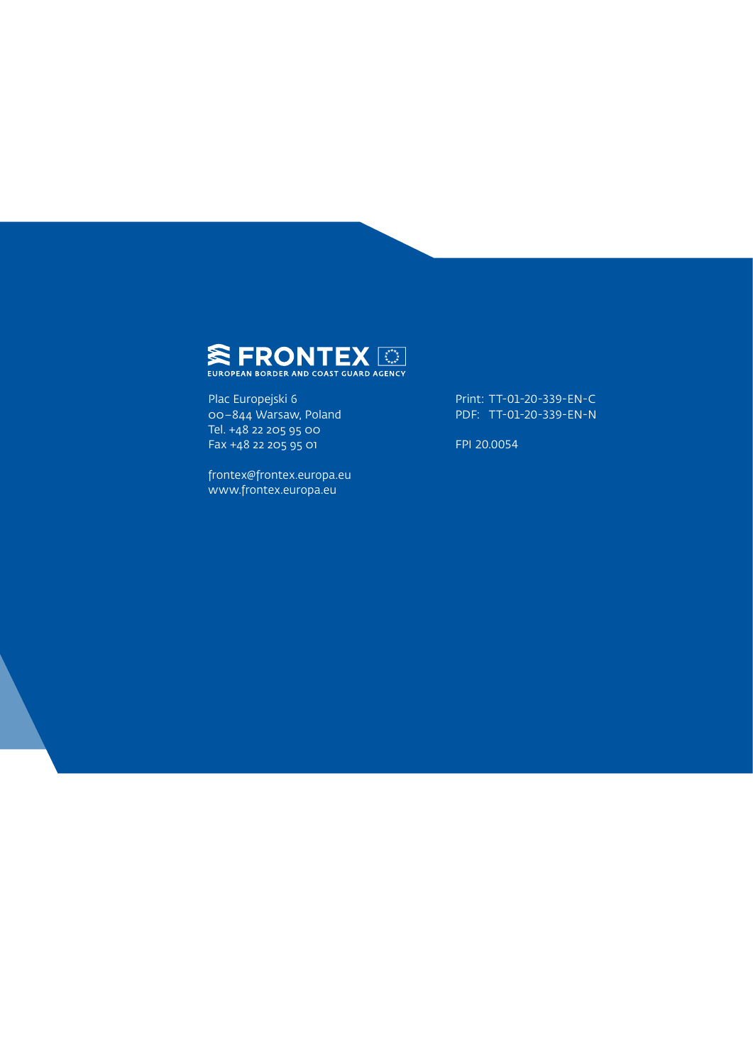FRONTEX

EUROPEAN BORDER AND COAST GUARD AGENCY

Plac Europejski 6
00–844 Warsaw, Poland
Tel. +48 22 205 95 00
Fax +48 22 205 95 01

frontex@frontex.europa.eu
www.frontex.europa.eu

Print: TT-01-20-339-EN-C
PDF: TT-01-20-339-EN-N

FPI 20.0054